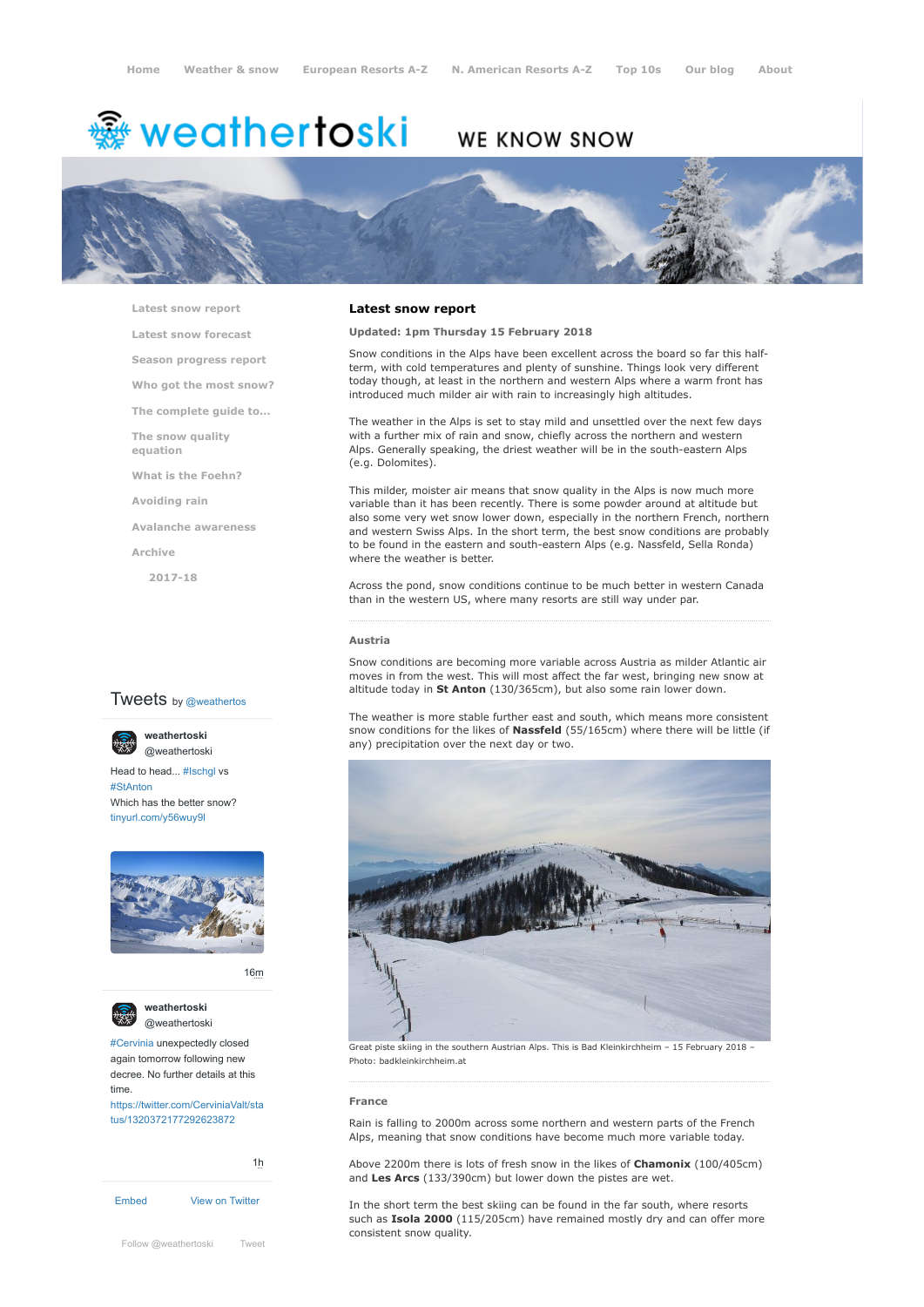Home · Weather & snow · European Resorts A-Z · N. American Resorts A-Z · Top 10s · Our blog · About

weathertoski WE KNOW SNOW

- Latest snow report
- Latest snow forecast
- Season progress report
- Who got the most snow?
- The complete guide to...
- The snow quality equation
- What is the Foehn?
- Avoiding rain
- Avalanche awareness
- Archive
  - 2017-18

Tweets by @weathertos

weathertoski @weathertoski

Head to head... #Ischgl vs #StAnton
Which has the better snow?
tinyurl.com/y56wuy9l

16m

weathertoski @weathertoski

#Cervinia unexpectedly closed again tomorrow following new decree. No further details at this time.
https://twitter.com/CerviniaValt/status/1320372177292623872

1h

Embed · View on Twitter

Follow @weathertoski · Tweet

# Latest snow report

**Updated: 1pm Thursday 15 February 2018**

Snow conditions in the Alps have been excellent across the board so far this half-term, with cold temperatures and plenty of sunshine. Things look very different today though, at least in the northern and western Alps where a warm front has introduced much milder air with rain to increasingly high altitudes.

The weather in the Alps is set to stay mild and unsettled over the next few days with a further mix of rain and snow, chiefly across the northern and western Alps. Generally speaking, the driest weather will be in the south-eastern Alps (e.g. Dolomites).

This milder, moister air means that snow quality in the Alps is now much more variable than it has been recently. There is some powder around at altitude but also some very wet snow lower down, especially in the northern French, northern and western Swiss Alps. In the short term, the best snow conditions are probably to be found in the eastern and south-eastern Alps (e.g. Nassfeld, Sella Ronda) where the weather is better.

Across the pond, snow conditions continue to be much better in western Canada than in the western US, where many resorts are still way under par.

## Austria

Snow conditions are becoming more variable across Austria as milder Atlantic air moves in from the west. This will most affect the far west, bringing new snow at altitude today in **St Anton** (130/365cm), but also some rain lower down.

The weather is more stable further east and south, which means more consistent snow conditions for the likes of **Nassfeld** (55/165cm) where there will be little (if any) precipitation over the next day or two.

Great piste skiing in the southern Austrian Alps. This is Bad Kleinkirchheim – 15 February 2018 – Photo: badkleinkirchheim.at

## France

Rain is falling to 2000m across some northern and western parts of the French Alps, meaning that snow conditions have become much more variable today.

Above 2200m there is lots of fresh snow in the likes of **Chamonix** (100/405cm) and **Les Arcs** (133/390cm) but lower down the pistes are wet.

In the short term the best skiing can be found in the far south, where resorts such as **Isola 2000** (115/205cm) have remained mostly dry and can offer more consistent snow quality.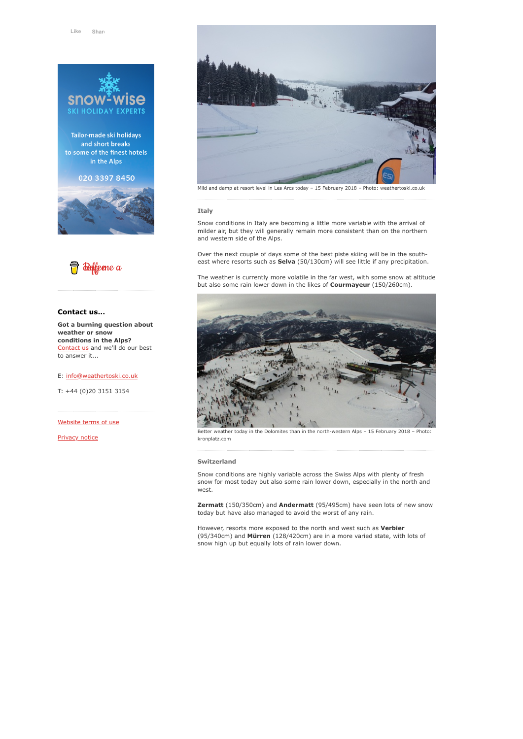Like Share

Tailor-made ski holidays and short breaks to some of the finest hotels in the Alps

020 3397 8450

Mild and damp at resort level in Les Arcs today – 15 February 2018 – Photo: weathertoski.co.uk

### Italy

Snow conditions in Italy are becoming a little more variable with the arrival of milder air, but they will generally remain more consistent than on the northern and western side of the Alps.

Over the next couple of days some of the best piste skiing will be in the south-east where resorts such as **Selva** (50/130cm) will see little if any precipitation.

The weather is currently more volatile in the far west, with some snow at altitude but also some rain lower down in the likes of **Courmayeur** (150/260cm).

Better weather today in the Dolomites than in the north-western Alps – 15 February 2018 – Photo: kronplatz.com

### Switzerland

Snow conditions are highly variable across the Swiss Alps with plenty of fresh snow for most today but also some rain lower down, especially in the north and west.

**Zermatt** (150/350cm) and **Andermatt** (95/495cm) have seen lots of new snow today but have also managed to avoid the worst of any rain.

However, resorts more exposed to the north and west such as **Verbier** (95/340cm) and **Mürren** (128/420cm) are in a more varied state, with lots of snow high up but equally lots of rain lower down.

**Contact us...**

**Got a burning question about weather or snow conditions in the Alps?** Contact us and we'll do our best to answer it...

E: info@weathertoski.co.uk

T: +44 (0)20 3151 3154

Website terms of use

Privacy notice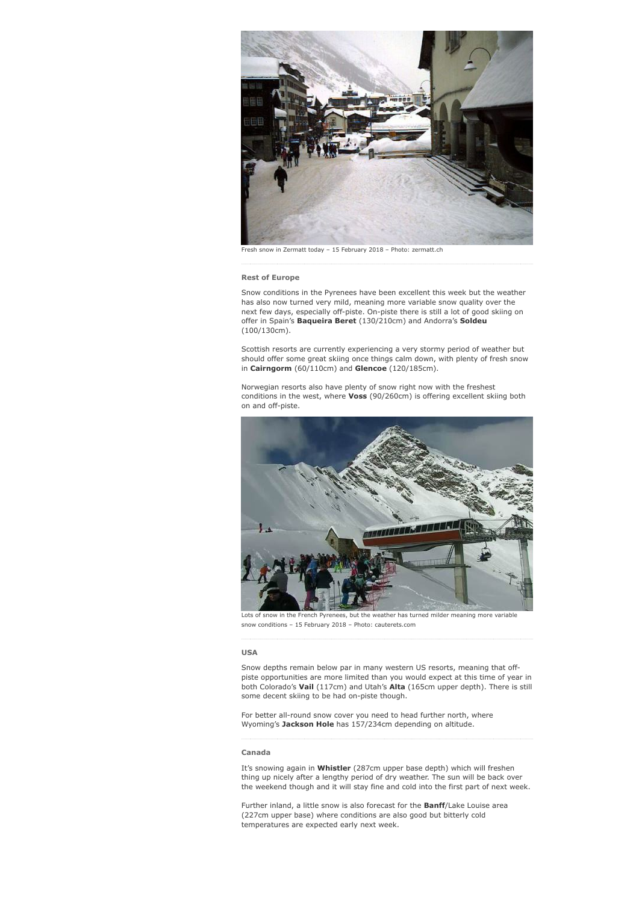Fresh snow in Zermatt today – 15 February 2018 – Photo: zermatt.ch

### Rest of Europe

Snow conditions in the Pyrenees have been excellent this week but the weather has also now turned very mild, meaning more variable snow quality over the next few days, especially off-piste. On-piste there is still a lot of good skiing on offer in Spain's **Baqueira Beret** (130/210cm) and Andorra's **Soldeu** (100/130cm).

Scottish resorts are currently experiencing a very stormy period of weather but should offer some great skiing once things calm down, with plenty of fresh snow in **Cairngorm** (60/110cm) and **Glencoe** (120/185cm).

Norwegian resorts also have plenty of snow right now with the freshest conditions in the west, where **Voss** (90/260cm) is offering excellent skiing both on and off-piste.

Lots of snow in the French Pyrenees, but the weather has turned milder meaning more variable snow conditions – 15 February 2018 – Photo: cauterets.com

### USA

Snow depths remain below par in many western US resorts, meaning that off-piste opportunities are more limited than you would expect at this time of year in both Colorado's **Vail** (117cm) and Utah's **Alta** (165cm upper depth). There is still some decent skiing to be had on-piste though.

For better all-round snow cover you need to head further north, where Wyoming's **Jackson Hole** has 157/234cm depending on altitude.

### Canada

It's snowing again in **Whistler** (287cm upper base depth) which will freshen thing up nicely after a lengthy period of dry weather. The sun will be back over the weekend though and it will stay fine and cold into the first part of next week.

Further inland, a little snow is also forecast for the **Banff**/Lake Louise area (227cm upper base) where conditions are also good but bitterly cold temperatures are expected early next week.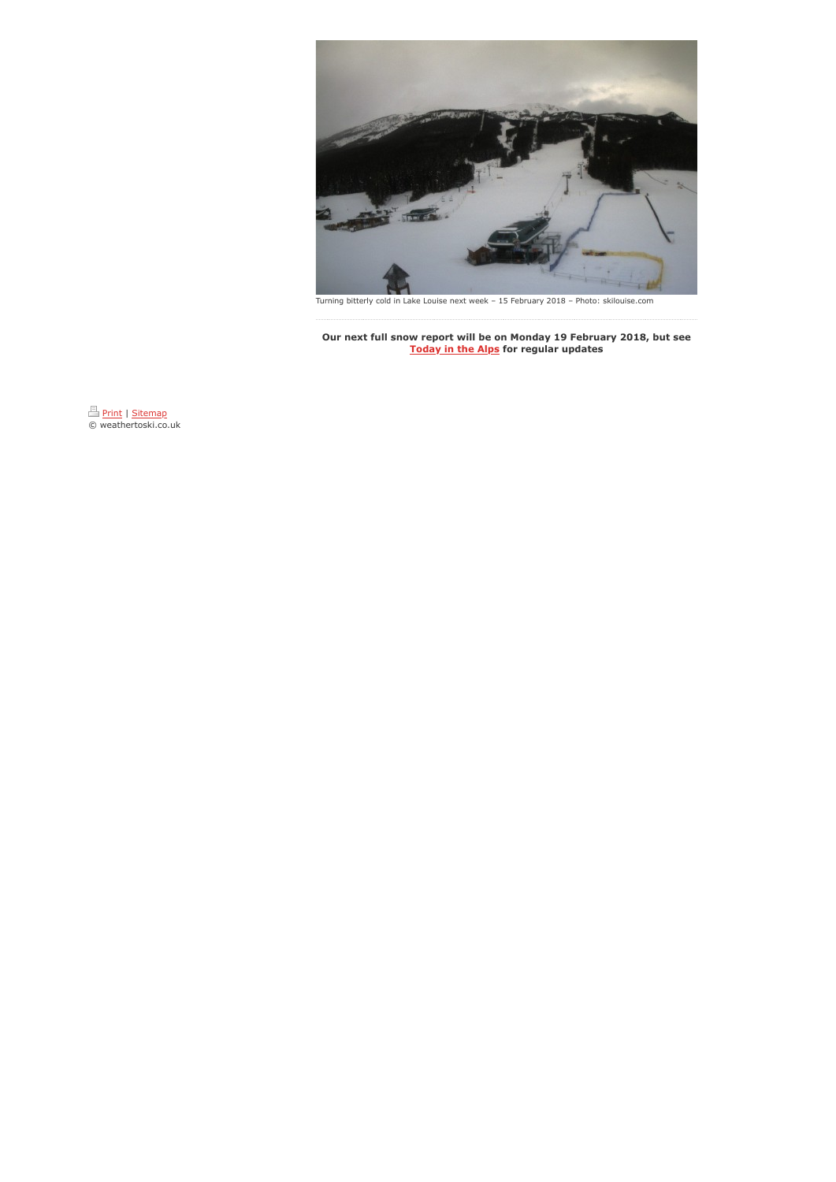Turning bitterly cold in Lake Louise next week – 15 February 2018 – Photo: skilouise.com

**Our next full snow report will be on Monday 19 February 2018, but see Today in the Alps for regular updates**

Print | Sitemap
© weathertoski.co.uk